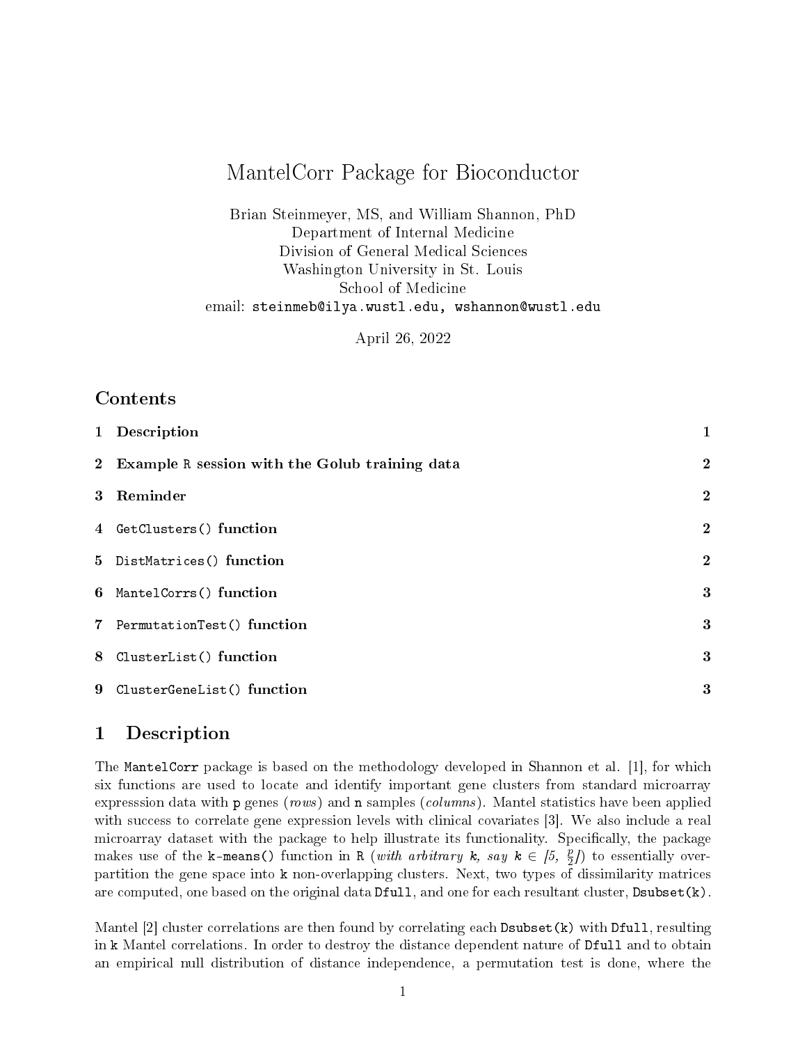# MantelCorr Package for Bioconductor

Brian Steinmeyer, MS, and William Shannon, PhD
Department of Internal Medicine
Division of General Medical Sciences
Washington University in St. Louis
School of Medicine
email: `steinmeb@ilya.wustl.edu, wshannon@wustl.edu`

April 26, 2022

## Contents

1 **Description** 1

2 **Example `R` session with the Golub training data** 2

3 **Reminder** 2

4 **`GetClusters()` function** 2

5 **`DistMatrices()` function** 2

6 **`MantelCorrs()` function** 3

7 **`PermutationTest()` function** 3

8 **`ClusterList()` function** 3

9 **`ClusterGeneList()` function** 3

## 1 Description

The `MantelCorr` package is based on the methodology developed in Shannon et al. [1], for which six functions are used to locate and identify important gene clusters from standard microarray expresssion data with `p` genes (*rows*) and `n` samples (*columns*). Mantel statistics have been applied with success to correlate gene expression levels with clinical covariates [3]. We also include a real microarray dataset with the package to help illustrate its functionality. Specifically, the package makes use of the `k-means()` function in `R` (*with arbitrary* **k***, say* **k** $\in$ *[5,* $\frac{p}{2}$*]*) to essentially over-partition the gene space into `k` non-overlapping clusters. Next, two types of dissimilarity matrices are computed, one based on the original data `Dfull`, and one for each resultant cluster, `Dsubset(k)`.

Mantel [2] cluster correlations are then found by correlating each `Dsubset(k)` with `Dfull`, resulting in `k` Mantel correlations. In order to destroy the distance dependent nature of `Dfull` and to obtain an empirical null distribution of distance independence, a permutation test is done, where the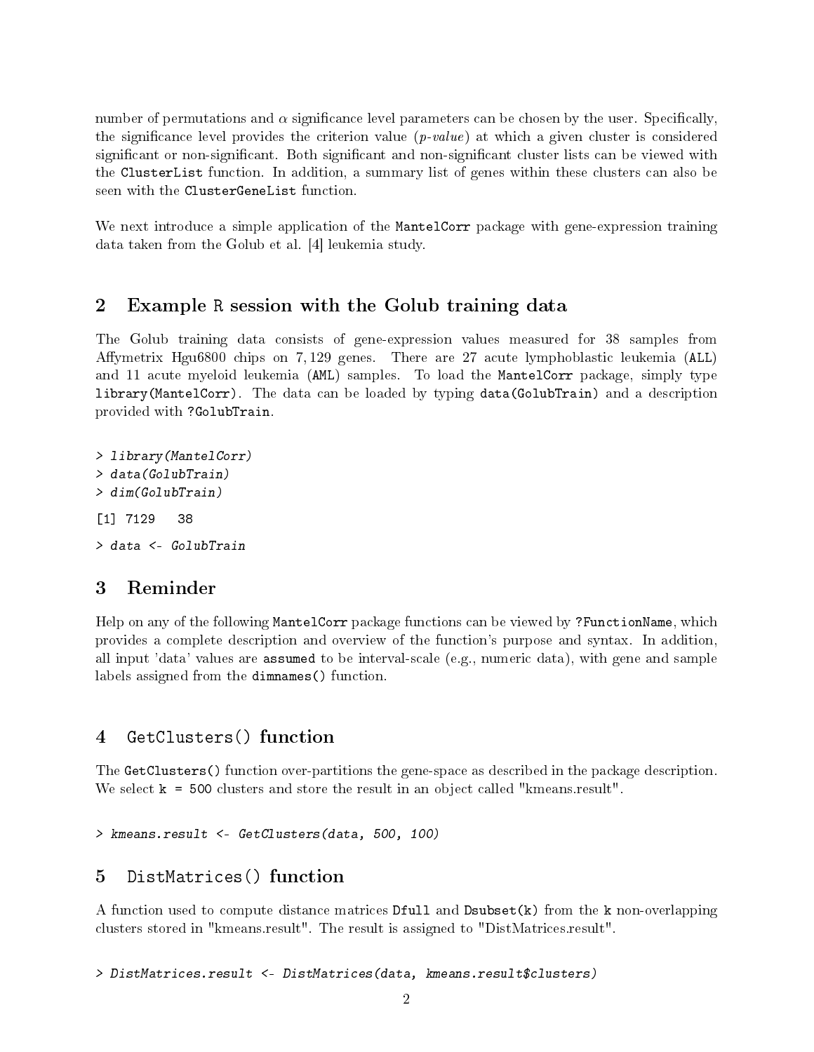number of permutations and $\alpha$ significance level parameters can be chosen by the user. Specifically, the significance level provides the criterion value (*p-value*) at which a given cluster is considered significant or non-significant. Both significant and non-significant cluster lists can be viewed with the `ClusterList` function. In addition, a summary list of genes within these clusters can also be seen with the `ClusterGeneList` function.

We next introduce a simple application of the `MantelCorr` package with gene-expression training data taken from the Golub et al. [4] leukemia study.

## 2 Example R session with the Golub training data

The Golub training data consists of gene-expression values measured for 38 samples from Affymetrix Hgu6800 chips on 7,129 genes. There are 27 acute lymphoblastic leukemia (`ALL`) and 11 acute myeloid leukemia (`AML`) samples. To load the `MantelCorr` package, simply type `library(MantelCorr)`. The data can be loaded by typing `data(GolubTrain)` and a description provided with `?GolubTrain`.

```
> library(MantelCorr)
> data(GolubTrain)
> dim(GolubTrain)
[1] 7129   38
> data <- GolubTrain
```

## 3 Reminder

Help on any of the following `MantelCorr` package functions can be viewed by `?FunctionName`, which provides a complete description and overview of the function's purpose and syntax. In addition, all input 'data' values are `assumed` to be interval-scale (e.g., numeric data), with gene and sample labels assigned from the `dimnames()` function.

## 4 GetClusters() function

The `GetClusters()` function over-partitions the gene-space as described in the package description. We select `k = 500` clusters and store the result in an object called "kmeans.result".

```
> kmeans.result <- GetClusters(data, 500, 100)
```

## 5 DistMatrices() function

A function used to compute distance matrices `Dfull` and `Dsubset(k)` from the `k` non-overlapping clusters stored in "kmeans.result". The result is assigned to "DistMatrices.result".

```
> DistMatrices.result <- DistMatrices(data, kmeans.result$clusters)
```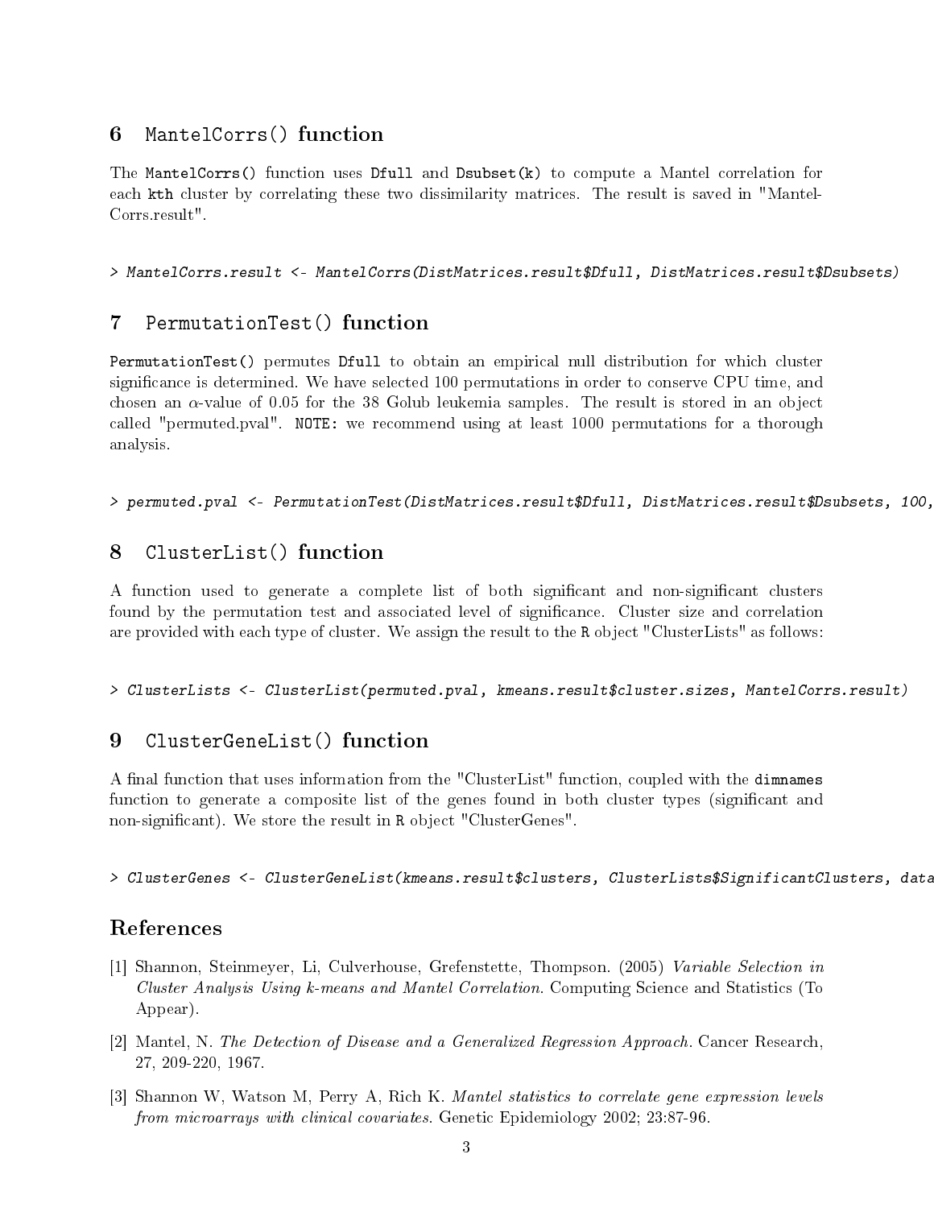## 6 MantelCorrs() function

The `MantelCorrs()` function uses `Dfull` and `Dsubset(k)` to compute a Mantel correlation for each `kth` cluster by correlating these two dissimilarity matrices. The result is saved in "MantelCorrs.result".

```
> MantelCorrs.result <- MantelCorrs(DistMatrices.result$Dfull, DistMatrices.result$Dsubsets)
```

## 7 PermutationTest() function

`PermutationTest()` permutes `Dfull` to obtain an empirical null distribution for which cluster significance is determined. We have selected 100 permutations in order to conserve CPU time, and chosen an $\alpha$-value of 0.05 for the 38 Golub leukemia samples. The result is stored in an object called "permuted.pval". `NOTE:` we recommend using at least 1000 permutations for a thorough analysis.

```
> permuted.pval <- PermutationTest(DistMatrices.result$Dfull, DistMatrices.result$Dsubsets, 100,
```

## 8 ClusterList() function

A function used to generate a complete list of both significant and non-significant clusters found by the permutation test and associated level of significance. Cluster size and correlation are provided with each type of cluster. We assign the result to the `R` object "ClusterLists" as follows:

```
> ClusterLists <- ClusterList(permuted.pval, kmeans.result$cluster.sizes, MantelCorrs.result)
```

## 9 ClusterGeneList() function

A final function that uses information from the "ClusterList" function, coupled with the `dimnames` function to generate a composite list of the genes found in both cluster types (significant and non-significant). We store the result in `R` object "ClusterGenes".

```
> ClusterGenes <- ClusterGeneList(kmeans.result$clusters, ClusterLists$SignificantClusters, data
```

## References

[1] Shannon, Steinmeyer, Li, Culverhouse, Grefenstette, Thompson. (2005) *Variable Selection in Cluster Analysis Using k-means and Mantel Correlation*. Computing Science and Statistics (To Appear).

[2] Mantel, N. *The Detection of Disease and a Generalized Regression Approach*. Cancer Research, 27, 209-220, 1967.

[3] Shannon W, Watson M, Perry A, Rich K. *Mantel statistics to correlate gene expression levels from microarrays with clinical covariates.* Genetic Epidemiology 2002; 23:87-96.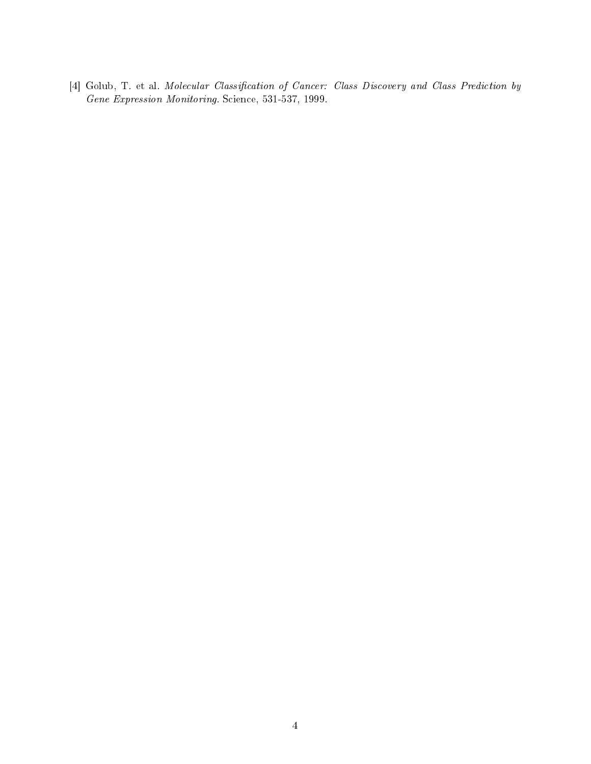[4] Golub, T. et al. *Molecular Classification of Cancer: Class Discovery and Class Prediction by Gene Expression Monitoring*. Science, 531-537, 1999.